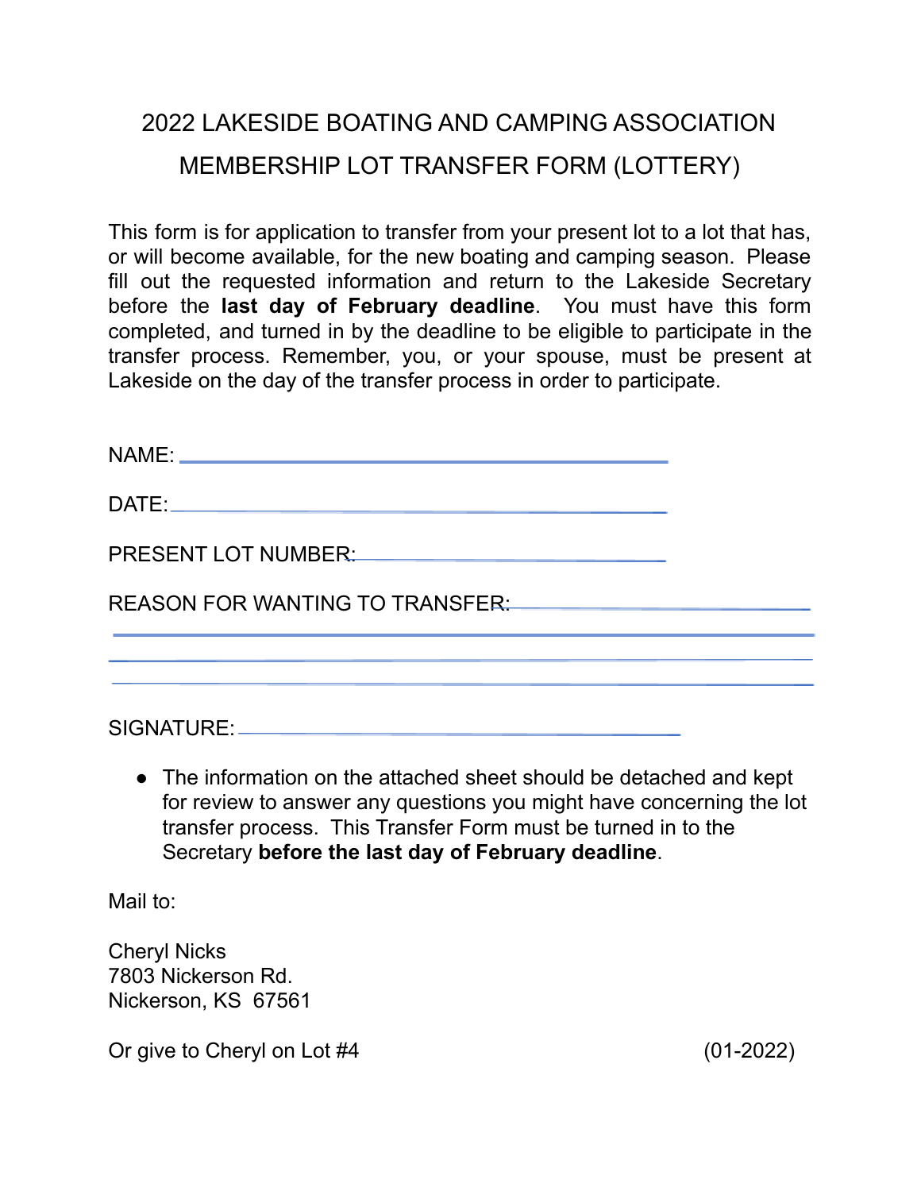# 2022 LAKESIDE BOATING AND CAMPING ASSOCIATION

## MEMBERSHIP LOT TRANSFER FORM (LOTTERY)

This form is for application to transfer from your present lot to a lot that has, or will become available, for the new boating and camping season. Please fill out the requested information and return to the Lakeside Secretary before the **last day of February deadline**. You must have this form completed, and turned in by the deadline to be eligible to participate in the transfer process. Remember, you, or your spouse, must be present at Lakeside on the day of the transfer process in order to participate.

NAME: ______________________________________________

DATE: ______________________________________________

PRESENT LOT NUMBER: ______________________________

REASON FOR WANTING TO TRANSFER: ____________________

______________________________________________________________

______________________________________________________________

______________________________________________________________

SIGNATURE: _________________________________________

- The information on the attached sheet should be detached and kept for review to answer any questions you might have concerning the lot transfer process. This Transfer Form must be turned in to the Secretary **before the last day of February deadline**.

Mail to:

Cheryl Nicks
7803 Nickerson Rd.
Nickerson, KS 67561

Or give to Cheryl on Lot #4 (01-2022)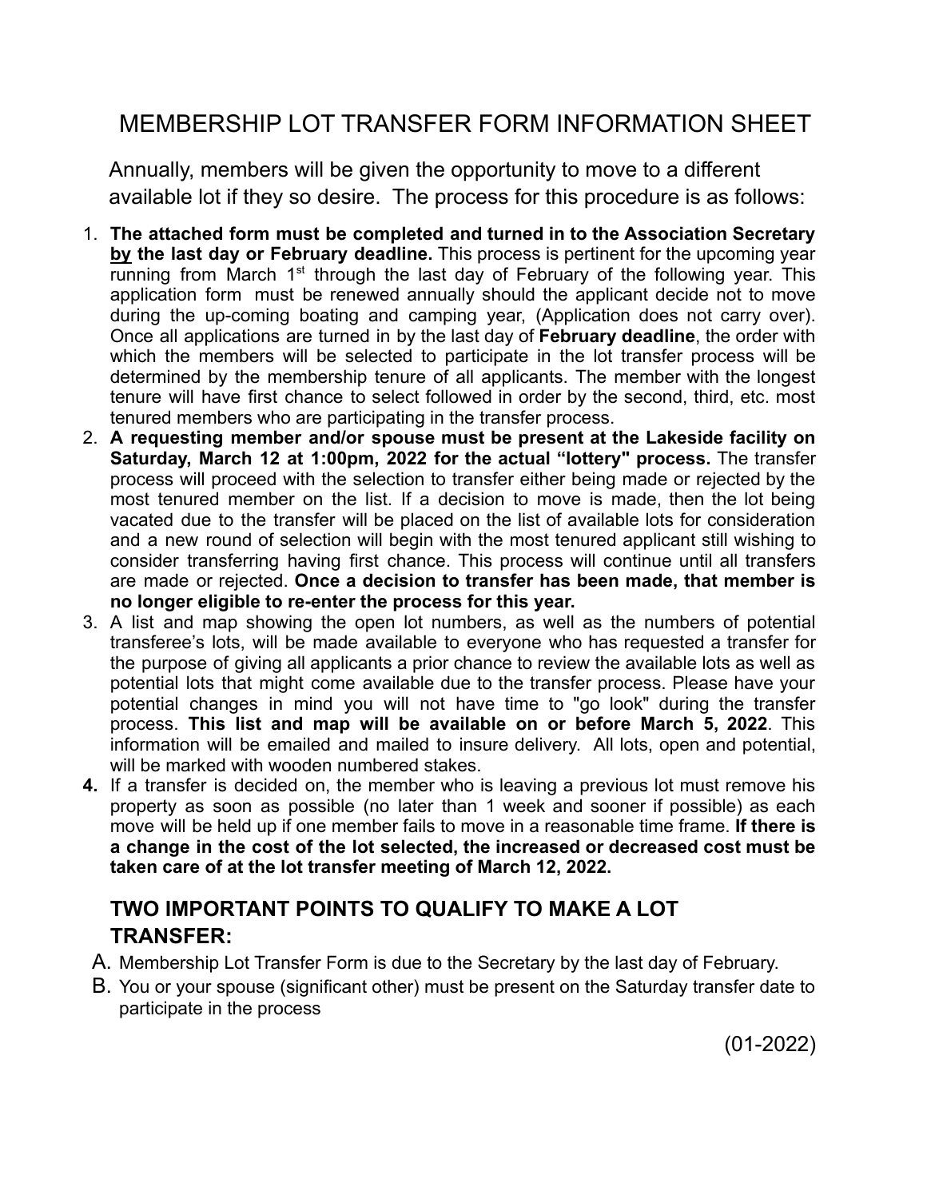# MEMBERSHIP LOT TRANSFER FORM INFORMATION SHEET

Annually, members will be given the opportunity to move to a different available lot if they so desire. The process for this procedure is as follows:

1. **The attached form must be completed and turned in to the Association Secretary <u>by</u> the last day or February deadline.** This process is pertinent for the upcoming year running from March 1st through the last day of February of the following year. This application form must be renewed annually should the applicant decide not to move during the up-coming boating and camping year, (Application does not carry over). Once all applications are turned in by the last day of **February deadline**, the order with which the members will be selected to participate in the lot transfer process will be determined by the membership tenure of all applicants. The member with the longest tenure will have first chance to select followed in order by the second, third, etc. most tenured members who are participating in the transfer process.
2. **A requesting member and/or spouse must be present at the Lakeside facility on Saturday, March 12 at 1:00pm, 2022 for the actual "lottery" process.** The transfer process will proceed with the selection to transfer either being made or rejected by the most tenured member on the list. If a decision to move is made, then the lot being vacated due to the transfer will be placed on the list of available lots for consideration and a new round of selection will begin with the most tenured applicant still wishing to consider transferring having first chance. This process will continue until all transfers are made or rejected. **Once a decision to transfer has been made, that member is no longer eligible to re-enter the process for this year.**
3. A list and map showing the open lot numbers, as well as the numbers of potential transferee's lots, will be made available to everyone who has requested a transfer for the purpose of giving all applicants a prior chance to review the available lots as well as potential lots that might come available due to the transfer process. Please have your potential changes in mind you will not have time to "go look" during the transfer process. **This list and map will be available on or before March 5, 2022**. This information will be emailed and mailed to insure delivery. All lots, open and potential, will be marked with wooden numbered stakes.
4. If a transfer is decided on, the member who is leaving a previous lot must remove his property as soon as possible (no later than 1 week and sooner if possible) as each move will be held up if one member fails to move in a reasonable time frame. **If there is a change in the cost of the lot selected, the increased or decreased cost must be taken care of at the lot transfer meeting of March 12, 2022.**

## TWO IMPORTANT POINTS TO QUALIFY TO MAKE A LOT TRANSFER:

A. Membership Lot Transfer Form is due to the Secretary by the last day of February.

B. You or your spouse (significant other) must be present on the Saturday transfer date to participate in the process

(01-2022)